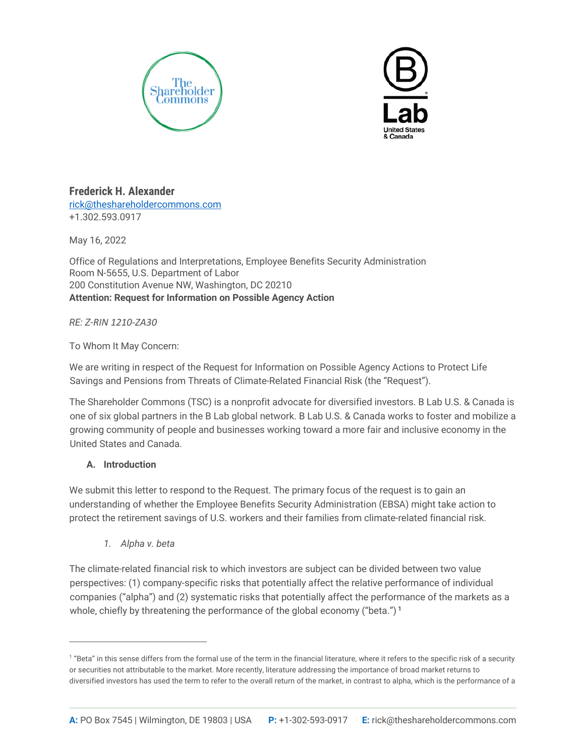**Frederick H. Alexander**
rick@theshareholdercommons.com
+1.302.593.0917

May 16, 2022

Office of Regulations and Interpretations, Employee Benefits Security Administration
Room N-5655, U.S. Department of Labor
200 Constitution Avenue NW, Washington, DC 20210
**Attention: Request for Information on Possible Agency Action**

*RE: Z-RIN 1210-ZA30*

To Whom It May Concern:

We are writing in respect of the Request for Information on Possible Agency Actions to Protect Life Savings and Pensions from Threats of Climate-Related Financial Risk (the "Request").

The Shareholder Commons (TSC) is a nonprofit advocate for diversified investors. B Lab U.S. & Canada is one of six global partners in the B Lab global network. B Lab U.S. & Canada works to foster and mobilize a growing community of people and businesses working toward a more fair and inclusive economy in the United States and Canada.

## A. Introduction

We submit this letter to respond to the Request. The primary focus of the request is to gain an understanding of whether the Employee Benefits Security Administration (EBSA) might take action to protect the retirement savings of U.S. workers and their families from climate-related financial risk.

### *1. Alpha v. beta*

The climate-related financial risk to which investors are subject can be divided between two value perspectives: (1) company-specific risks that potentially affect the relative performance of individual companies ("alpha") and (2) systematic risks that potentially affect the performance of the markets as a whole, chiefly by threatening the performance of the global economy ("beta.")[1]

[1] "Beta" in this sense differs from the formal use of the term in the financial literature, where it refers to the specific risk of a security or securities not attributable to the market. More recently, literature addressing the importance of broad market returns to diversified investors has used the term to refer to the overall return of the market, in contrast to alpha, which is the performance of a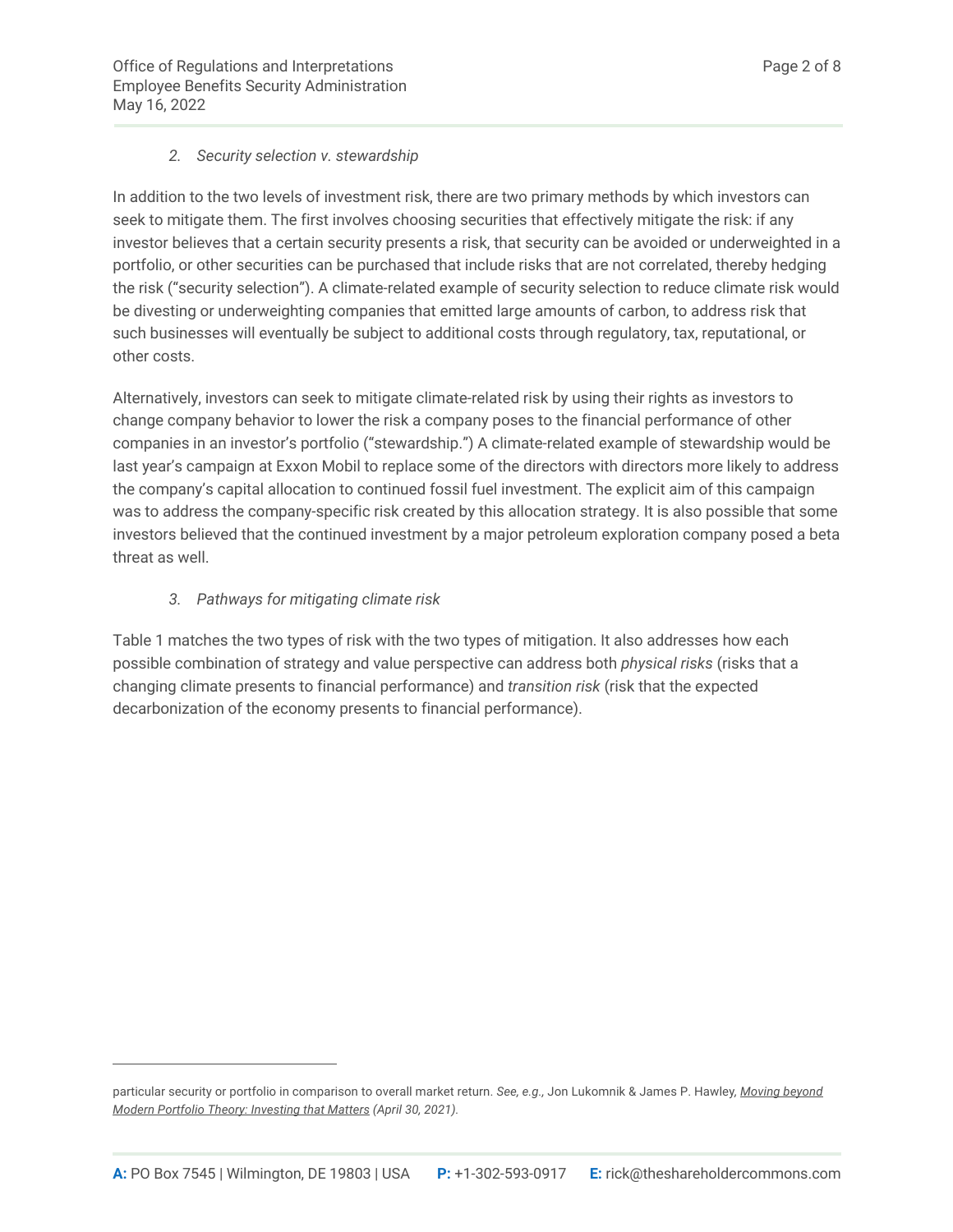*2. Security selection v. stewardship*

In addition to the two levels of investment risk, there are two primary methods by which investors can seek to mitigate them. The first involves choosing securities that effectively mitigate the risk: if any investor believes that a certain security presents a risk, that security can be avoided or underweighted in a portfolio, or other securities can be purchased that include risks that are not correlated, thereby hedging the risk ("security selection"). A climate-related example of security selection to reduce climate risk would be divesting or underweighting companies that emitted large amounts of carbon, to address risk that such businesses will eventually be subject to additional costs through regulatory, tax, reputational, or other costs.

Alternatively, investors can seek to mitigate climate-related risk by using their rights as investors to change company behavior to lower the risk a company poses to the financial performance of other companies in an investor's portfolio ("stewardship.") A climate-related example of stewardship would be last year's campaign at Exxon Mobil to replace some of the directors with directors more likely to address the company's capital allocation to continued fossil fuel investment. The explicit aim of this campaign was to address the company-specific risk created by this allocation strategy. It is also possible that some investors believed that the continued investment by a major petroleum exploration company posed a beta threat as well.

*3. Pathways for mitigating climate risk*

Table 1 matches the two types of risk with the two types of mitigation. It also addresses how each possible combination of strategy and value perspective can address both *physical risks* (risks that a changing climate presents to financial performance) and *transition risk* (risk that the expected decarbonization of the economy presents to financial performance).

---

particular security or portfolio in comparison to overall market return. *See, e.g.,* Jon Lukomnik & James P. Hawley, *Moving beyond Modern Portfolio Theory: Investing that Matters (April 30, 2021).*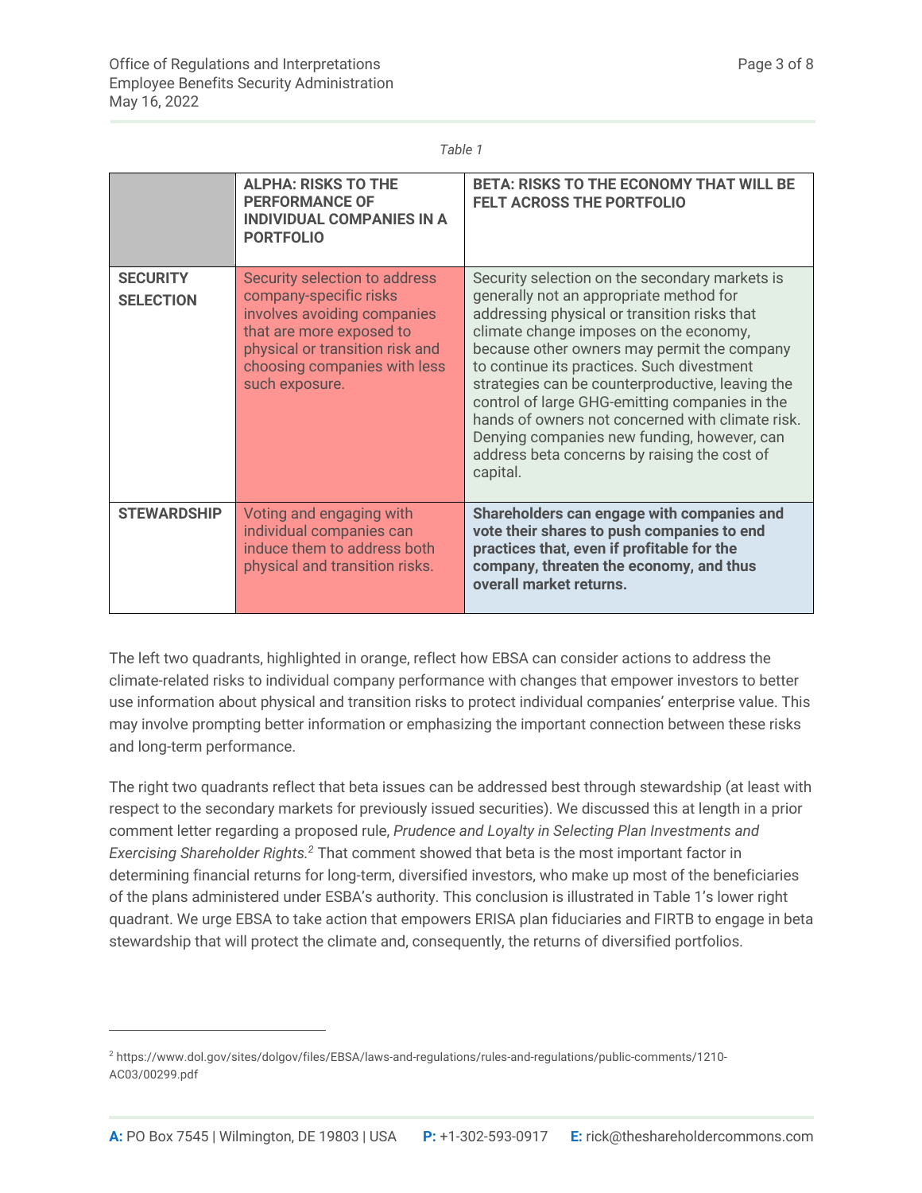*Table 1*

| | ALPHA: RISKS TO THE PERFORMANCE OF INDIVIDUAL COMPANIES IN A PORTFOLIO | BETA: RISKS TO THE ECONOMY THAT WILL BE FELT ACROSS THE PORTFOLIO |
|---|---|---|
| **SECURITY SELECTION** | Security selection to address company-specific risks involves avoiding companies that are more exposed to physical or transition risk and choosing companies with less such exposure. | Security selection on the secondary markets is generally not an appropriate method for addressing physical or transition risks that climate change imposes on the economy, because other owners may permit the company to continue its practices. Such divestment strategies can be counterproductive, leaving the control of large GHG-emitting companies in the hands of owners not concerned with climate risk. Denying companies new funding, however, can address beta concerns by raising the cost of capital. |
| **STEWARDSHIP** | Voting and engaging with individual companies can induce them to address both physical and transition risks. | **Shareholders can engage with companies and vote their shares to push companies to end practices that, even if profitable for the company, threaten the economy, and thus overall market returns.** |

The left two quadrants, highlighted in orange, reflect how EBSA can consider actions to address the climate-related risks to individual company performance with changes that empower investors to better use information about physical and transition risks to protect individual companies' enterprise value. This may involve prompting better information or emphasizing the important connection between these risks and long-term performance.

The right two quadrants reflect that beta issues can be addressed best through stewardship (at least with respect to the secondary markets for previously issued securities). We discussed this at length in a prior comment letter regarding a proposed rule, *Prudence and Loyalty in Selecting Plan Investments and Exercising Shareholder Rights.*[2] That comment showed that beta is the most important factor in determining financial returns for long-term, diversified investors, who make up most of the beneficiaries of the plans administered under ESBA's authority. This conclusion is illustrated in Table 1's lower right quadrant. We urge EBSA to take action that empowers ERISA plan fiduciaries and FIRTB to engage in beta stewardship that will protect the climate and, consequently, the returns of diversified portfolios.

---

[2] https://www.dol.gov/sites/dolgov/files/EBSA/laws-and-regulations/rules-and-regulations/public-comments/1210-AC03/00299.pdf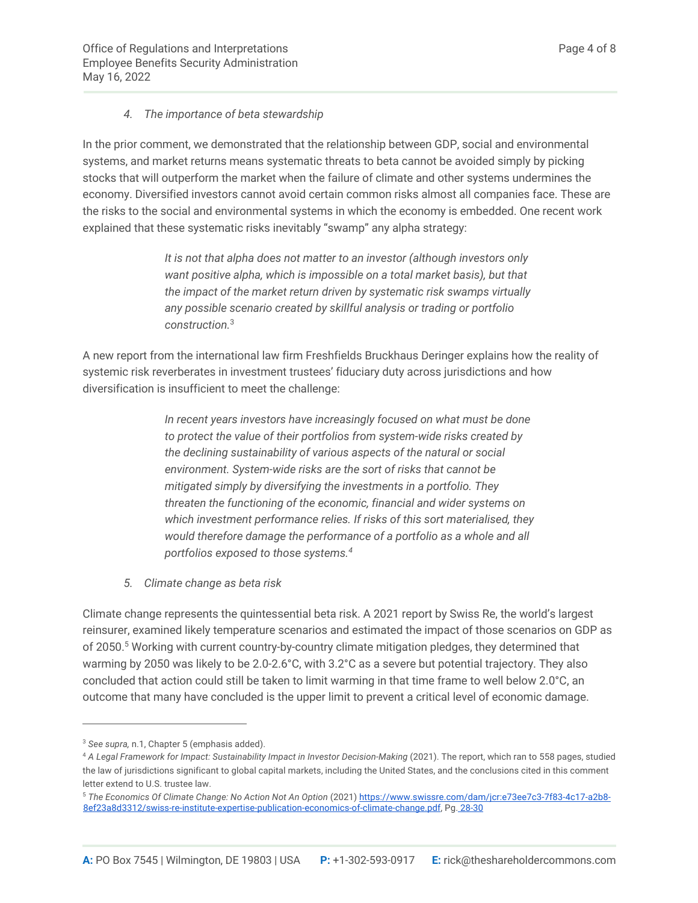*4. The importance of beta stewardship*

In the prior comment, we demonstrated that the relationship between GDP, social and environmental systems, and market returns means systematic threats to beta cannot be avoided simply by picking stocks that will outperform the market when the failure of climate and other systems undermines the economy. Diversified investors cannot avoid certain common risks almost all companies face. These are the risks to the social and environmental systems in which the economy is embedded. One recent work explained that these systematic risks inevitably “swamp” any alpha strategy:

> *It is not that alpha does not matter to an investor (although investors only want positive alpha, which is impossible on a total market basis), but that the impact of the market return driven by systematic risk swamps virtually any possible scenario created by skillful analysis or trading or portfolio construction.*[3]

A new report from the international law firm Freshfields Bruckhaus Deringer explains how the reality of systemic risk reverberates in investment trustees’ fiduciary duty across jurisdictions and how diversification is insufficient to meet the challenge:

> *In recent years investors have increasingly focused on what must be done to protect the value of their portfolios from system-wide risks created by the declining sustainability of various aspects of the natural or social environment. System-wide risks are the sort of risks that cannot be mitigated simply by diversifying the investments in a portfolio. They threaten the functioning of the economic, financial and wider systems on which investment performance relies. If risks of this sort materialised, they would therefore damage the performance of a portfolio as a whole and all portfolios exposed to those systems.*[4]

*5. Climate change as beta risk*

Climate change represents the quintessential beta risk. A 2021 report by Swiss Re, the world’s largest reinsurer, examined likely temperature scenarios and estimated the impact of those scenarios on GDP as of 2050.[5] Working with current country-by-country climate mitigation pledges, they determined that warming by 2050 was likely to be 2.0-2.6°C, with 3.2°C as a severe but potential trajectory. They also concluded that action could still be taken to limit warming in that time frame to well below 2.0°C, an outcome that many have concluded is the upper limit to prevent a critical level of economic damage.

---

[3] *See supra*, n.1, Chapter 5 (emphasis added).

[4] *A Legal Framework for Impact: Sustainability Impact in Investor Decision-Making* (2021). The report, which ran to 558 pages, studied the law of jurisdictions significant to global capital markets, including the United States, and the conclusions cited in this comment letter extend to U.S. trustee law.

[5] *The Economics Of Climate Change: No Action Not An Option* (2021) https://www.swissre.com/dam/jcr:e73ee7c3-7f83-4c17-a2b8-8ef23a8d3312/swiss-re-institute-expertise-publication-economics-of-climate-change.pdf, Pg. 28-30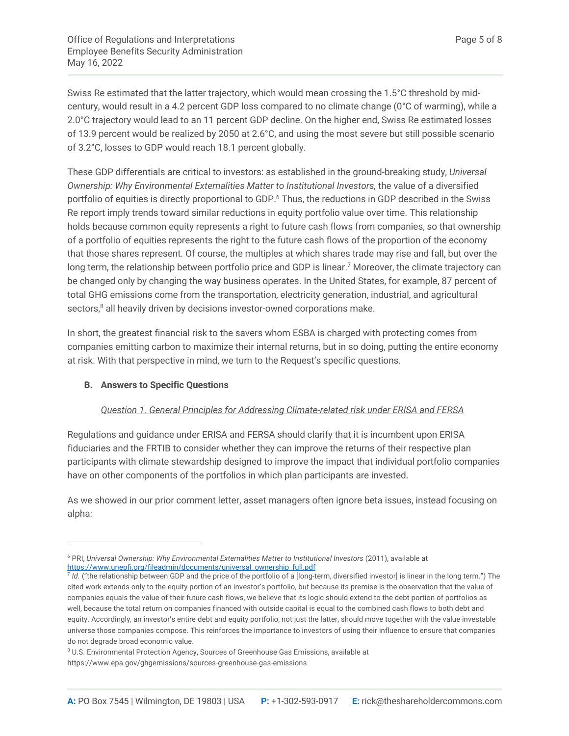Swiss Re estimated that the latter trajectory, which would mean crossing the 1.5°C threshold by mid-century, would result in a 4.2 percent GDP loss compared to no climate change (0°C of warming), while a 2.0°C trajectory would lead to an 11 percent GDP decline. On the higher end, Swiss Re estimated losses of 13.9 percent would be realized by 2050 at 2.6°C, and using the most severe but still possible scenario of 3.2°C, losses to GDP would reach 18.1 percent globally.

These GDP differentials are critical to investors: as established in the ground-breaking study, *Universal Ownership: Why Environmental Externalities Matter to Institutional Investors,* the value of a diversified portfolio of equities is directly proportional to GDP.[6] Thus, the reductions in GDP described in the Swiss Re report imply trends toward similar reductions in equity portfolio value over time. This relationship holds because common equity represents a right to future cash flows from companies, so that ownership of a portfolio of equities represents the right to the future cash flows of the proportion of the economy that those shares represent. Of course, the multiples at which shares trade may rise and fall, but over the long term, the relationship between portfolio price and GDP is linear.[7] Moreover, the climate trajectory can be changed only by changing the way business operates. In the United States, for example, 87 percent of total GHG emissions come from the transportation, electricity generation, industrial, and agricultural sectors,[8] all heavily driven by decisions investor-owned corporations make.

In short, the greatest financial risk to the savers whom ESBA is charged with protecting comes from companies emitting carbon to maximize their internal returns, but in so doing, putting the entire economy at risk. With that perspective in mind, we turn to the Request's specific questions.

### B. Answers to Specific Questions

*Question 1. General Principles for Addressing Climate-related risk under ERISA and FERSA*

Regulations and guidance under ERISA and FERSA should clarify that it is incumbent upon ERISA fiduciaries and the FRTIB to consider whether they can improve the returns of their respective plan participants with climate stewardship designed to improve the impact that individual portfolio companies have on other components of the portfolios in which plan participants are invested.

As we showed in our prior comment letter, asset managers often ignore beta issues, instead focusing on alpha:

---

[6] PRI, *Universal Ownership: Why Environmental Externalities Matter to Institutional Investors* (2011), available at https://www.unepfi.org/fileadmin/documents/universal_ownership_full.pdf

[7] *Id.* ("the relationship between GDP and the price of the portfolio of a [long-term, diversified investor] is linear in the long term.") The cited work extends only to the equity portion of an investor's portfolio, but because its premise is the observation that the value of companies equals the value of their future cash flows, we believe that its logic should extend to the debt portion of portfolios as well, because the total return on companies financed with outside capital is equal to the combined cash flows to both debt and equity. Accordingly, an investor's entire debt and equity portfolio, not just the latter, should move together with the value investable universe those companies compose. This reinforces the importance to investors of using their influence to ensure that companies do not degrade broad economic value.

[8] U.S. Environmental Protection Agency, Sources of Greenhouse Gas Emissions, available at https://www.epa.gov/ghgemissions/sources-greenhouse-gas-emissions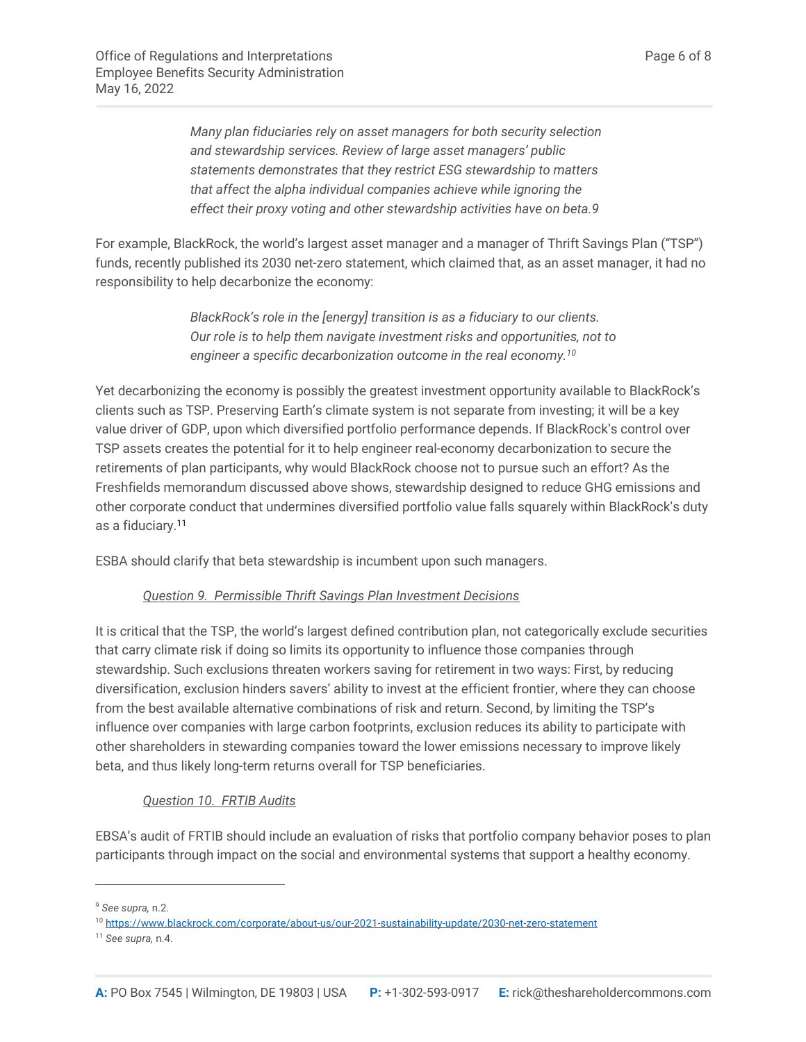> *Many plan fiduciaries rely on asset managers for both security selection and stewardship services. Review of large asset managers' public statements demonstrates that they restrict ESG stewardship to matters that affect the alpha individual companies achieve while ignoring the effect their proxy voting and other stewardship activities have on beta.9*

For example, BlackRock, the world's largest asset manager and a manager of Thrift Savings Plan ("TSP") funds, recently published its 2030 net-zero statement, which claimed that, as an asset manager, it had no responsibility to help decarbonize the economy:

> *BlackRock's role in the [energy] transition is as a fiduciary to our clients. Our role is to help them navigate investment risks and opportunities, not to engineer a specific decarbonization outcome in the real economy.*[10]

Yet decarbonizing the economy is possibly the greatest investment opportunity available to BlackRock's clients such as TSP. Preserving Earth's climate system is not separate from investing; it will be a key value driver of GDP, upon which diversified portfolio performance depends. If BlackRock's control over TSP assets creates the potential for it to help engineer real-economy decarbonization to secure the retirements of plan participants, why would BlackRock choose not to pursue such an effort? As the Freshfields memorandum discussed above shows, stewardship designed to reduce GHG emissions and other corporate conduct that undermines diversified portfolio value falls squarely within BlackRock's duty as a fiduciary.[11]

ESBA should clarify that beta stewardship is incumbent upon such managers.

*Question 9. Permissible Thrift Savings Plan Investment Decisions*

It is critical that the TSP, the world's largest defined contribution plan, not categorically exclude securities that carry climate risk if doing so limits its opportunity to influence those companies through stewardship. Such exclusions threaten workers saving for retirement in two ways: First, by reducing diversification, exclusion hinders savers' ability to invest at the efficient frontier, where they can choose from the best available alternative combinations of risk and return. Second, by limiting the TSP's influence over companies with large carbon footprints, exclusion reduces its ability to participate with other shareholders in stewarding companies toward the lower emissions necessary to improve likely beta, and thus likely long-term returns overall for TSP beneficiaries.

*Question 10. FRTIB Audits*

EBSA's audit of FRTIB should include an evaluation of risks that portfolio company behavior poses to plan participants through impact on the social and environmental systems that support a healthy economy.

---

[9] *See supra,* n.2.

[10] https://www.blackrock.com/corporate/about-us/our-2021-sustainability-update/2030-net-zero-statement

[11] *See supra,* n.4.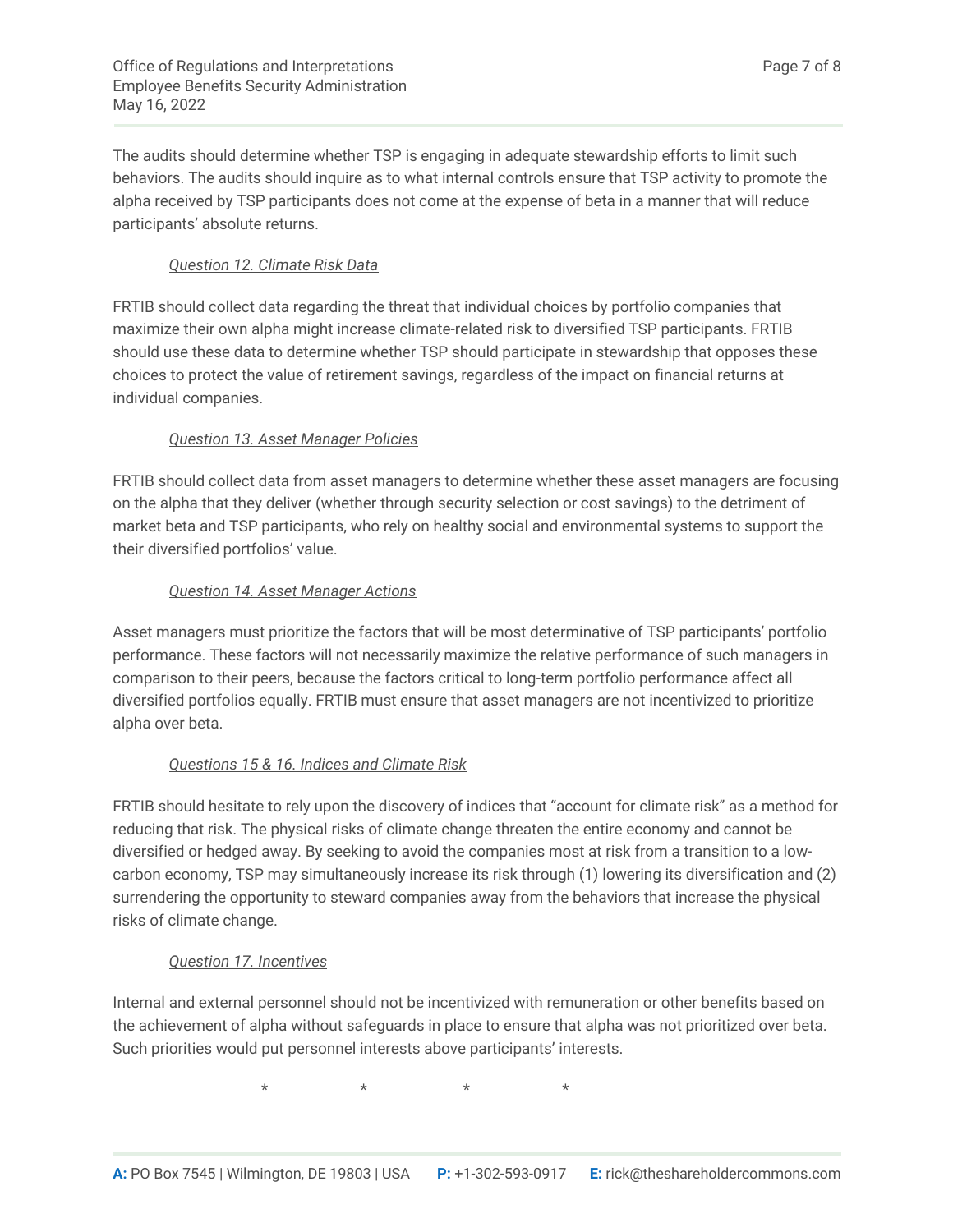The audits should determine whether TSP is engaging in adequate stewardship efforts to limit such behaviors. The audits should inquire as to what internal controls ensure that TSP activity to promote the alpha received by TSP participants does not come at the expense of beta in a manner that will reduce participants' absolute returns.

*Question 12. Climate Risk Data*

FRTIB should collect data regarding the threat that individual choices by portfolio companies that maximize their own alpha might increase climate-related risk to diversified TSP participants. FRTIB should use these data to determine whether TSP should participate in stewardship that opposes these choices to protect the value of retirement savings, regardless of the impact on financial returns at individual companies.

*Question 13. Asset Manager Policies*

FRTIB should collect data from asset managers to determine whether these asset managers are focusing on the alpha that they deliver (whether through security selection or cost savings) to the detriment of market beta and TSP participants, who rely on healthy social and environmental systems to support the their diversified portfolios' value.

*Question 14. Asset Manager Actions*

Asset managers must prioritize the factors that will be most determinative of TSP participants' portfolio performance. These factors will not necessarily maximize the relative performance of such managers in comparison to their peers, because the factors critical to long-term portfolio performance affect all diversified portfolios equally. FRTIB must ensure that asset managers are not incentivized to prioritize alpha over beta.

*Questions 15 & 16. Indices and Climate Risk*

FRTIB should hesitate to rely upon the discovery of indices that "account for climate risk" as a method for reducing that risk. The physical risks of climate change threaten the entire economy and cannot be diversified or hedged away. By seeking to avoid the companies most at risk from a transition to a low-carbon economy, TSP may simultaneously increase its risk through (1) lowering its diversification and (2) surrendering the opportunity to steward companies away from the behaviors that increase the physical risks of climate change.

*Question 17. Incentives*

Internal and external personnel should not be incentivized with remuneration or other benefits based on the achievement of alpha without safeguards in place to ensure that alpha was not prioritized over beta. Such priorities would put personnel interests above participants' interests.

\* \* \* \*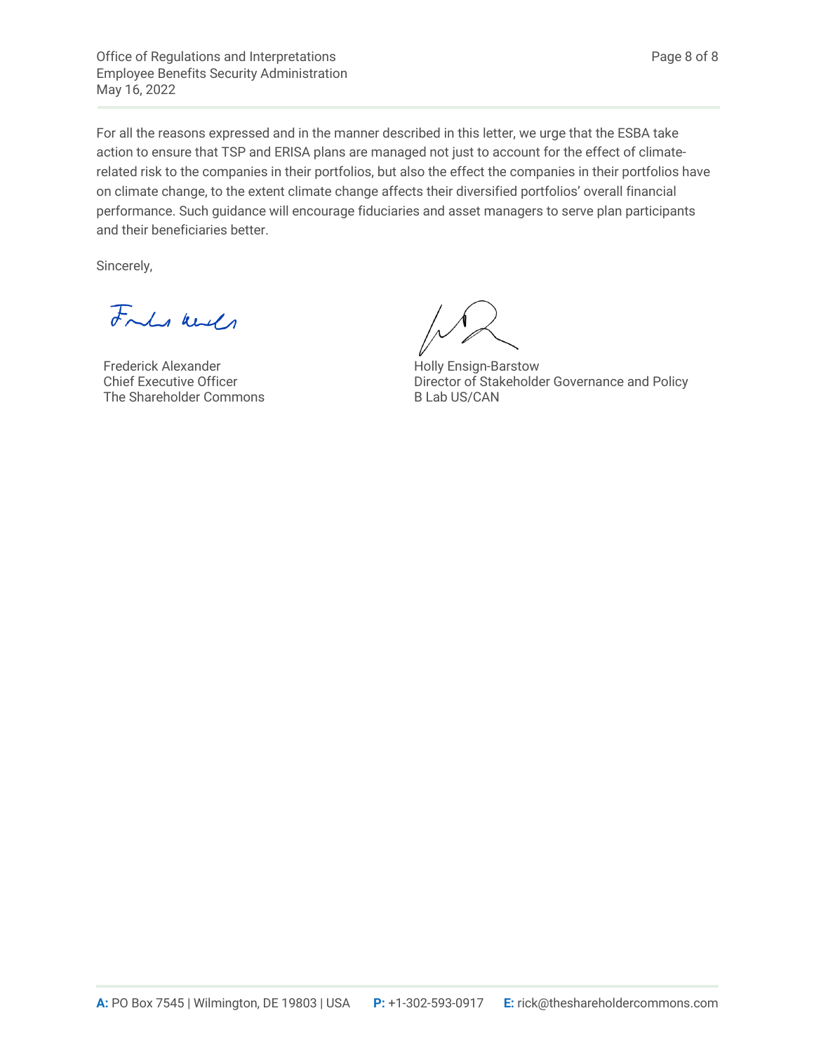For all the reasons expressed and in the manner described in this letter, we urge that the ESBA take action to ensure that TSP and ERISA plans are managed not just to account for the effect of climate-related risk to the companies in their portfolios, but also the effect the companies in their portfolios have on climate change, to the extent climate change affects their diversified portfolios' overall financial performance. Such guidance will encourage fiduciaries and asset managers to serve plan participants and their beneficiaries better.

Sincerely,

Frederick Alexander
Chief Executive Officer
The Shareholder Commons

Holly Ensign-Barstow
Director of Stakeholder Governance and Policy
B Lab US/CAN

**A:** PO Box 7545 | Wilmington, DE 19803 | USA **P:** +1-302-593-0917 **E:** rick@theshareholdercommons.com